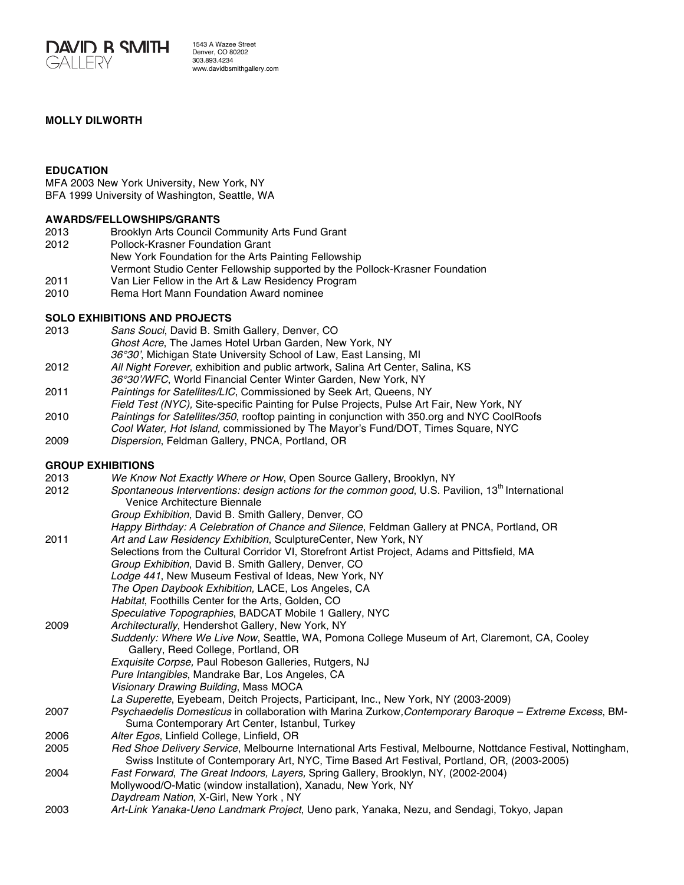**DAVID B SMITH**
GALLERY

1543 A Wazee Street
Denver, CO 80202
303.893.4234
www.davidbsmithgallery.com

**MOLLY DILWORTH**

## EDUCATION

MFA 2003 New York University, New York, NY
BFA 1999 University of Washington, Seattle, WA

## AWARDS/FELLOWSHIPS/GRANTS

2013 Brooklyn Arts Council Community Arts Fund Grant
2012 Pollock-Krasner Foundation Grant
New York Foundation for the Arts Painting Fellowship
Vermont Studio Center Fellowship supported by the Pollock-Krasner Foundation
2011 Van Lier Fellow in the Art & Law Residency Program
2010 Rema Hort Mann Foundation Award nominee

## SOLO EXHIBITIONS AND PROJECTS

2013 *Sans Souci*, David B. Smith Gallery, Denver, CO
*Ghost Acre*, The James Hotel Urban Garden, New York, NY
*36°30'*, Michigan State University School of Law, East Lansing, MI
2012 *All Night Forever*, exhibition and public artwork, Salina Art Center, Salina, KS
*36°30'/WFC*, World Financial Center Winter Garden, New York, NY
2011 *Paintings for Satellites/LIC*, Commissioned by Seek Art, Queens, NY
*Field Test (NYC),* Site-specific Painting for Pulse Projects, Pulse Art Fair, New York, NY
2010 *Paintings for Satellites/350*, rooftop painting in conjunction with 350.org and NYC CoolRoofs
*Cool Water, Hot Island,* commissioned by The Mayor's Fund/DOT, Times Square, NYC
2009 *Dispersion*, Feldman Gallery, PNCA, Portland, OR

## GROUP EXHIBITIONS

2013 *We Know Not Exactly Where or How*, Open Source Gallery, Brooklyn, NY
2012 *Spontaneous Interventions: design actions for the common good*, U.S. Pavilion, 13th International Venice Architecture Biennale
*Group Exhibition*, David B. Smith Gallery, Denver, CO
*Happy Birthday: A Celebration of Chance and Silence*, Feldman Gallery at PNCA, Portland, OR
2011 *Art and Law Residency Exhibition*, SculptureCenter, New York, NY
Selections from the Cultural Corridor VI, Storefront Artist Project, Adams and Pittsfield, MA
*Group Exhibition*, David B. Smith Gallery, Denver, CO
*Lodge 441*, New Museum Festival of Ideas, New York, NY
*The Open Daybook Exhibition,* LACE, Los Angeles, CA
*Habitat*, Foothills Center for the Arts, Golden, CO
*Speculative Topographies*, BADCAT Mobile 1 Gallery, NYC
2009 *Architecturally*, Hendershot Gallery, New York, NY
*Suddenly: Where We Live Now*, Seattle, WA, Pomona College Museum of Art, Claremont, CA, Cooley Gallery, Reed College, Portland, OR
*Exquisite Corpse,* Paul Robeson Galleries, Rutgers, NJ
*Pure Intangibles*, Mandrake Bar, Los Angeles, CA
*Visionary Drawing Building*, Mass MOCA
*La Superette*, Eyebeam, Deitch Projects, Participant, Inc., New York, NY (2003-2009)
2007 *Psychaedelis Domesticus* in collaboration with Marina Zurkow*, Contemporary Baroque – Extreme Excess*, BM-Suma Contemporary Art Center, Istanbul, Turkey
2006 *Alter Egos*, Linfield College, Linfield, OR
2005 *Red Shoe Delivery Service*, Melbourne International Arts Festival, Melbourne, Nottdance Festival, Nottingham, Swiss Institute of Contemporary Art, NYC, Time Based Art Festival, Portland, OR, (2003-2005)
2004 *Fast Forward*, *The Great Indoors, Layers,* Spring Gallery, Brooklyn, NY, (2002-2004)
Mollywood/O-Matic (window installation), Xanadu, New York, NY
*Daydream Nation*, X-Girl, New York , NY
2003 *Art-Link Yanaka-Ueno Landmark Project*, Ueno park, Yanaka, Nezu, and Sendagi, Tokyo, Japan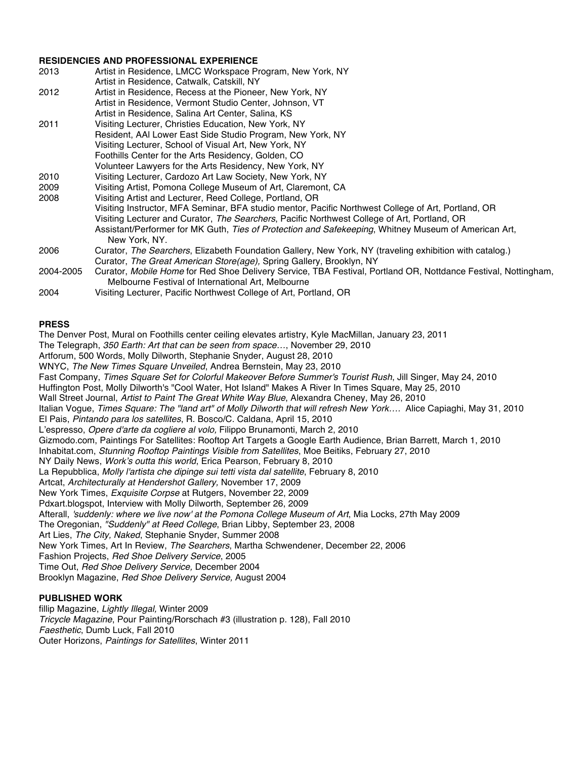**RESIDENCIES AND PROFESSIONAL EXPERIENCE**

| | |
|---|---|
| 2013 | Artist in Residence, LMCC Workspace Program, New York, NY |
| | Artist in Residence, Catwalk, Catskill, NY |
| 2012 | Artist in Residence, Recess at the Pioneer, New York, NY |
| | Artist in Residence, Vermont Studio Center, Johnson, VT |
| | Artist in Residence, Salina Art Center, Salina, KS |
| 2011 | Visiting Lecturer, Christies Education, New York, NY |
| | Resident, AAI Lower East Side Studio Program, New York, NY |
| | Visiting Lecturer, School of Visual Art, New York, NY |
| | Foothills Center for the Arts Residency, Golden, CO |
| | Volunteer Lawyers for the Arts Residency, New York, NY |
| 2010 | Visiting Lecturer, Cardozo Art Law Society, New York, NY |
| 2009 | Visiting Artist, Pomona College Museum of Art, Claremont, CA |
| 2008 | Visiting Artist and Lecturer, Reed College, Portland, OR |
| | Visiting Instructor, MFA Seminar, BFA studio mentor, Pacific Northwest College of Art, Portland, OR |
| | Visiting Lecturer and Curator, *The Searchers*, Pacific Northwest College of Art, Portland, OR |
| | Assistant/Performer for MK Guth, *Ties of Protection and Safekeeping*, Whitney Museum of American Art, New York, NY. |
| 2006 | Curator, *The Searchers*, Elizabeth Foundation Gallery, New York, NY (traveling exhibition with catalog.) |
| | Curator, *The Great American Store(age),* Spring Gallery, Brooklyn, NY |
| 2004-2005 | Curator, *Mobile Home* for Red Shoe Delivery Service, TBA Festival, Portland OR, Nottdance Festival, Nottingham, Melbourne Festival of International Art, Melbourne |
| 2004 | Visiting Lecturer, Pacific Northwest College of Art, Portland, OR |

**PRESS**

The Denver Post, Mural on Foothills center ceiling elevates artistry, Kyle MacMillan, January 23, 2011
The Telegraph, *350 Earth: Art that can be seen from space…*, November 29, 2010
Artforum, 500 Words, Molly Dilworth, Stephanie Snyder, August 28, 2010
WNYC, *The New Times Square Unveiled*, Andrea Bernstein, May 23, 2010
Fast Company, *Times Square Set for Colorful Makeover Before Summer's Tourist Rush*, Jill Singer, May 24, 2010
Huffington Post, Molly Dilworth's "Cool Water, Hot Island" Makes A River In Times Square, May 25, 2010
Wall Street Journal, *Artist to Paint The Great White Way Blue*, Alexandra Cheney, May 26, 2010
Italian Vogue, *Times Square: The "land art" of Molly Dilworth that will refresh New York….* Alice Capiaghi, May 31, 2010
El Pais, *Pintando para los satellites*, R. Bosco/C. Caldana, April 15, 2010
L'espresso, *Opere d'arte da cogliere al volo,* Filippo Brunamonti, March 2, 2010
Gizmodo.com, Paintings For Satellites: Rooftop Art Targets a Google Earth Audience, Brian Barrett, March 1, 2010
Inhabitat.com, *Stunning Rooftop Paintings Visible from Satellites*, Moe Beitiks, February 27, 2010
NY Daily News, *Work's outta this world*, Erica Pearson, February 8, 2010
La Repubblica, *Molly l'artista che dipinge sui tetti vista dal satellite*, February 8, 2010
Artcat, *Architecturally at Hendershot Gallery,* November 17, 2009
New York Times, *Exquisite Corpse* at Rutgers, November 22, 2009
Pdxart.blogspot, Interview with Molly Dilworth, September 26, 2009
Afterall, *'suddenly: where we live now' at the Pomona College Museum of Art*, Mia Locks, 27th May 2009
The Oregonian, *"Suddenly" at Reed College*, Brian Libby, September 23, 2008
Art Lies, *The City, Naked*, Stephanie Snyder, Summer 2008
New York Times, Art In Review, *The Searchers*, Martha Schwendener, December 22, 2006
Fashion Projects, *Red Shoe Delivery Service*, 2005
Time Out, *Red Shoe Delivery Service,* December 2004
Brooklyn Magazine, *Red Shoe Delivery Service,* August 2004

**PUBLISHED WORK**

fillip Magazine, *Lightly Illegal,* Winter 2009
*Tricycle Magazine*, Pour Painting/Rorschach #3 (illustration p. 128), Fall 2010
*Faesthetic*, Dumb Luck, Fall 2010
Outer Horizons, *Paintings for Satellites*, Winter 2011